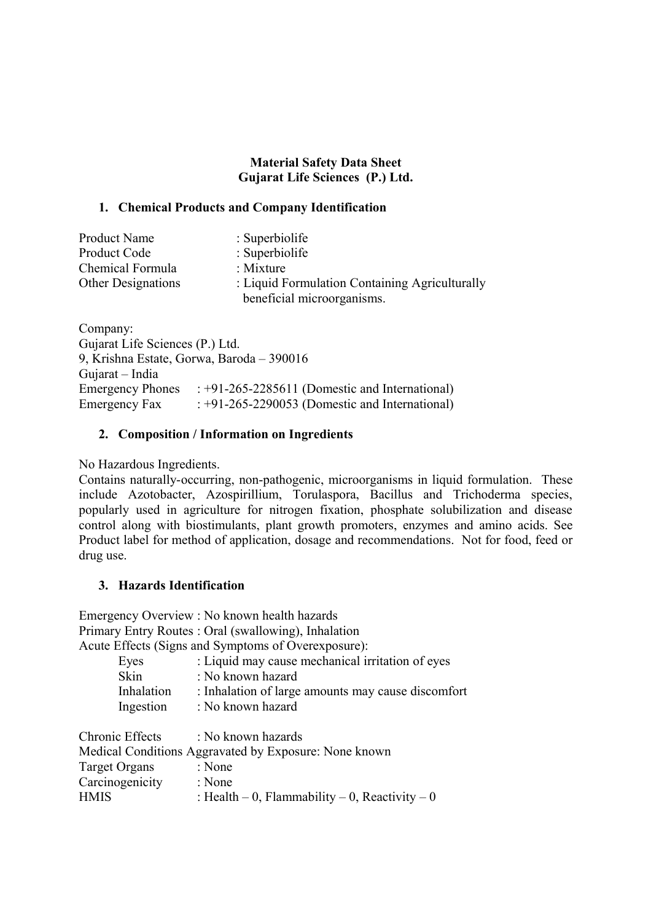# Material Safety Data Sheet
## Gujarat Life Sciences (P.) Ltd.

### 1. Chemical Products and Company Identification

Product Name : Superbiolife
Product Code : Superbiolife
Chemical Formula : Mixture
Other Designations : Liquid Formulation Containing Agriculturally beneficial microorganisms.

Company:
Gujarat Life Sciences (P.) Ltd.
9, Krishna Estate, Gorwa, Baroda – 390016
Gujarat – India
Emergency Phones : +91-265-2285611 (Domestic and International)
Emergency Fax : +91-265-2290053 (Domestic and International)

### 2. Composition / Information on Ingredients

No Hazardous Ingredients.
Contains naturally-occurring, non-pathogenic, microorganisms in liquid formulation. These include Azotobacter, Azospirillium, Torulaspora, Bacillus and Trichoderma species, popularly used in agriculture for nitrogen fixation, phosphate solubilization and disease control along with biostimulants, plant growth promoters, enzymes and amino acids. See Product label for method of application, dosage and recommendations. Not for food, feed or drug use.

### 3. Hazards Identification

Emergency Overview : No known health hazards
Primary Entry Routes : Oral (swallowing), Inhalation
Acute Effects (Signs and Symptoms of Overexposure):

- Eyes : Liquid may cause mechanical irritation of eyes
- Skin : No known hazard
- Inhalation : Inhalation of large amounts may cause discomfort
- Ingestion : No known hazard

Chronic Effects : No known hazards
Medical Conditions Aggravated by Exposure: None known
Target Organs : None
Carcinogenicity : None
HMIS : Health – 0, Flammability – 0, Reactivity – 0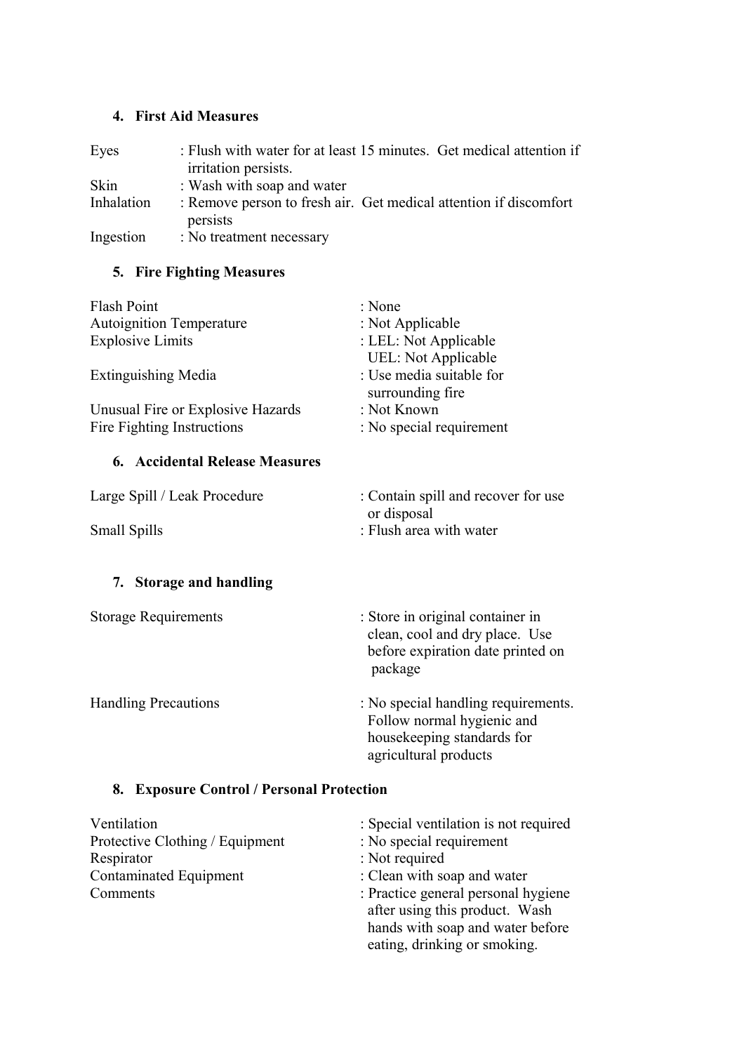## 4. First Aid Measures

| | |
|---|---|
| Eyes | : Flush with water for at least 15 minutes. Get medical attention if irritation persists. |
| Skin | : Wash with soap and water |
| Inhalation | : Remove person to fresh air. Get medical attention if discomfort persists |
| Ingestion | : No treatment necessary |

## 5. Fire Fighting Measures

| | |
|---|---|
| Flash Point | : None |
| Autoignition Temperature | : Not Applicable |
| Explosive Limits | : LEL: Not Applicable<br>UEL: Not Applicable |
| Extinguishing Media | : Use media suitable for surrounding fire |
| Unusual Fire or Explosive Hazards | : Not Known |
| Fire Fighting Instructions | : No special requirement |

## 6. Accidental Release Measures

| | |
|---|---|
| Large Spill / Leak Procedure | : Contain spill and recover for use or disposal |
| Small Spills | : Flush area with water |

## 7. Storage and handling

| | |
|---|---|
| Storage Requirements | : Store in original container in clean, cool and dry place. Use before expiration date printed on package |
| Handling Precautions | : No special handling requirements. Follow normal hygienic and housekeeping standards for agricultural products |

## 8. Exposure Control / Personal Protection

| | |
|---|---|
| Ventilation | : Special ventilation is not required |
| Protective Clothing / Equipment | : No special requirement |
| Respirator | : Not required |
| Contaminated Equipment | : Clean with soap and water |
| Comments | : Practice general personal hygiene after using this product. Wash hands with soap and water before eating, drinking or smoking. |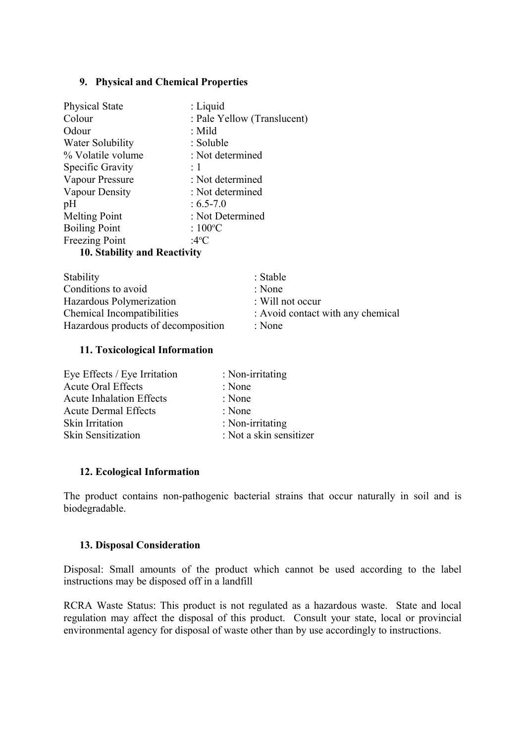## 9. Physical and Chemical Properties

| | |
|---|---|
| Physical State | : Liquid |
| Colour | : Pale Yellow (Translucent) |
| Odour | : Mild |
| Water Solubility | : Soluble |
| % Volatile volume | : Not determined |
| Specific Gravity | : 1 |
| Vapour Pressure | : Not determined |
| Vapour Density | : Not determined |
| pH | : 6.5-7.0 |
| Melting Point | : Not Determined |
| Boiling Point | : 100ºC |
| Freezing Point | :4ºC |

## 10. Stability and Reactivity

| | |
|---|---|
| Stability | : Stable |
| Conditions to avoid | : None |
| Hazardous Polymerization | : Will not occur |
| Chemical Incompatibilities | : Avoid contact with any chemical |
| Hazardous products of decomposition | : None |

## 11. Toxicological Information

| | |
|---|---|
| Eye Effects / Eye Irritation | : Non-irritating |
| Acute Oral Effects | : None |
| Acute Inhalation Effects | : None |
| Acute Dermal Effects | : None |
| Skin Irritation | : Non-irritating |
| Skin Sensitization | : Not a skin sensitizer |

## 12. Ecological Information

The product contains non-pathogenic bacterial strains that occur naturally in soil and is biodegradable.

## 13. Disposal Consideration

Disposal: Small amounts of the product which cannot be used according to the label instructions may be disposed off in a landfill

RCRA Waste Status: This product is not regulated as a hazardous waste. State and local regulation may affect the disposal of this product. Consult your state, local or provincial environmental agency for disposal of waste other than by use accordingly to instructions.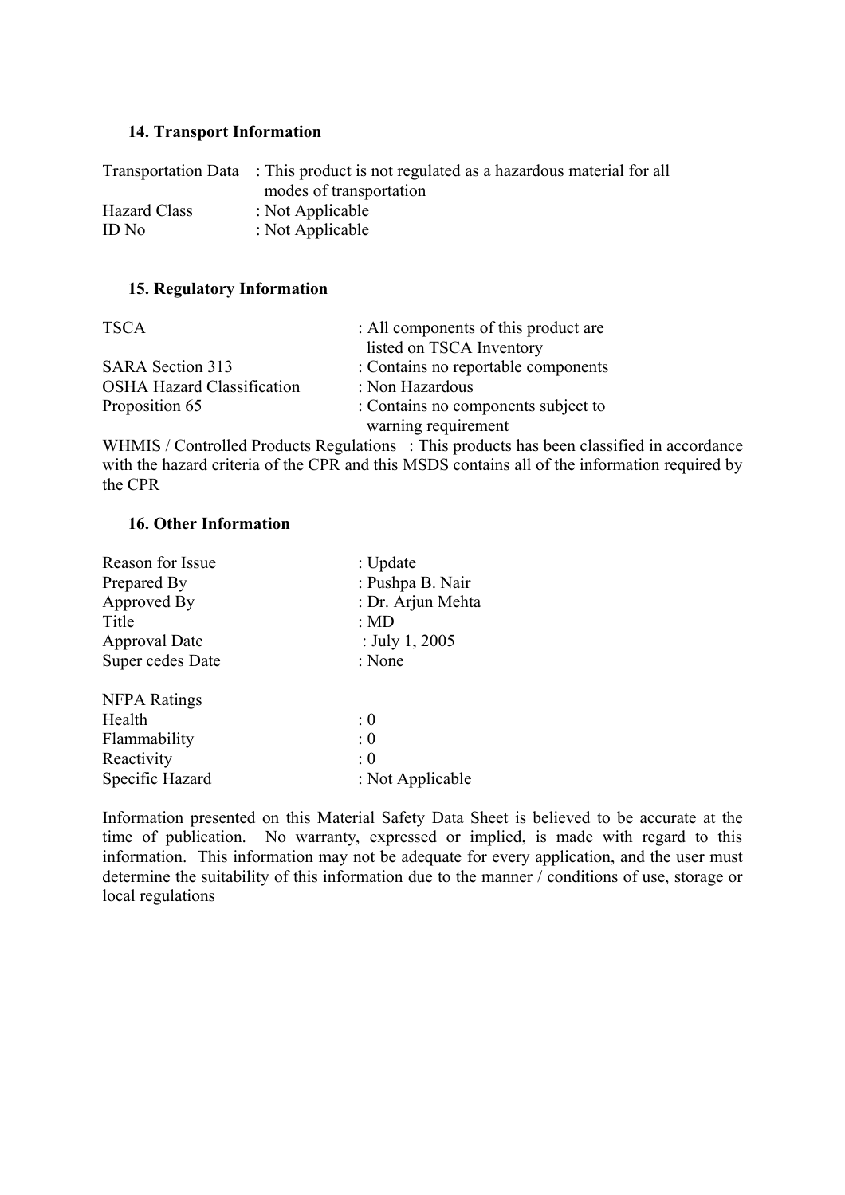### 14. Transport Information

| | |
|---|---|
| Transportation Data | : This product is not regulated as a hazardous material for all modes of transportation |
| Hazard Class | : Not Applicable |
| ID No | : Not Applicable |

### 15. Regulatory Information

| | |
|---|---|
| TSCA | : All components of this product are listed on TSCA Inventory |
| SARA Section 313 | : Contains no reportable components |
| OSHA Hazard Classification | : Non Hazardous |
| Proposition 65 | : Contains no components subject to warning requirement |

WHMIS / Controlled Products Regulations : This products has been classified in accordance with the hazard criteria of the CPR and this MSDS contains all of the information required by the CPR

### 16. Other Information

| | |
|---|---|
| Reason for Issue | : Update |
| Prepared By | : Pushpa B. Nair |
| Approved By | : Dr. Arjun Mehta |
| Title | : MD |
| Approval Date | : July 1, 2005 |
| Super cedes Date | : None |

| | |
|---|---|
| NFPA Ratings | |
| Health | : 0 |
| Flammability | : 0 |
| Reactivity | : 0 |
| Specific Hazard | : Not Applicable |

Information presented on this Material Safety Data Sheet is believed to be accurate at the time of publication. No warranty, expressed or implied, is made with regard to this information. This information may not be adequate for every application, and the user must determine the suitability of this information due to the manner / conditions of use, storage or local regulations